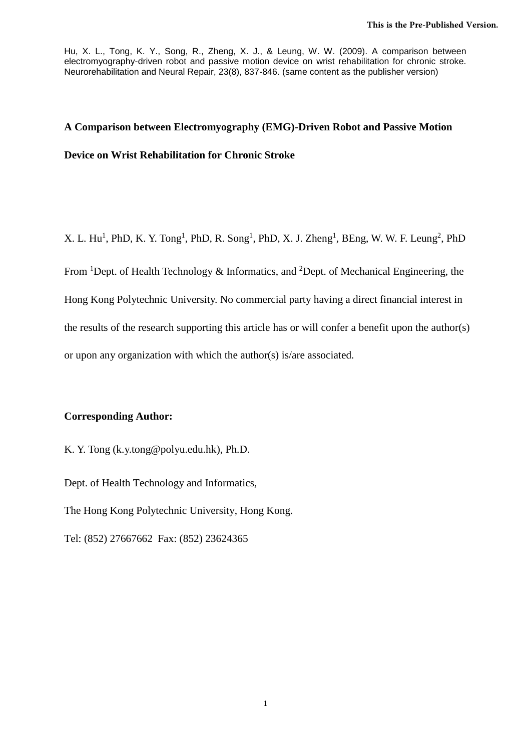Hu, X. L., Tong, K. Y., Song, R., Zheng, X. J., & Leung, W. W. (2009). A comparison between electromyography-driven robot and passive motion device on wrist rehabilitation for chronic stroke. Neurorehabilitation and Neural Repair, 23(8), 837-846. (same content as the publisher version)

# A Comparison between Electromyography (EMG)-Driven Robot and Passive Motion Device on Wrist Rehabilitation for Chronic Stroke

X. L. Hu[1], PhD, K. Y. Tong[1], PhD, R. Song[1], PhD, X. J. Zheng[1], BEng, W. W. F. Leung[2], PhD

From [1]Dept. of Health Technology & Informatics, and [2]Dept. of Mechanical Engineering, the Hong Kong Polytechnic University. No commercial party having a direct financial interest in the results of the research supporting this article has or will confer a benefit upon the author(s) or upon any organization with which the author(s) is/are associated.

**Corresponding Author:**

K. Y. Tong (k.y.tong@polyu.edu.hk), Ph.D.

Dept. of Health Technology and Informatics,

The Hong Kong Polytechnic University, Hong Kong.

Tel: (852) 27667662 Fax: (852) 23624365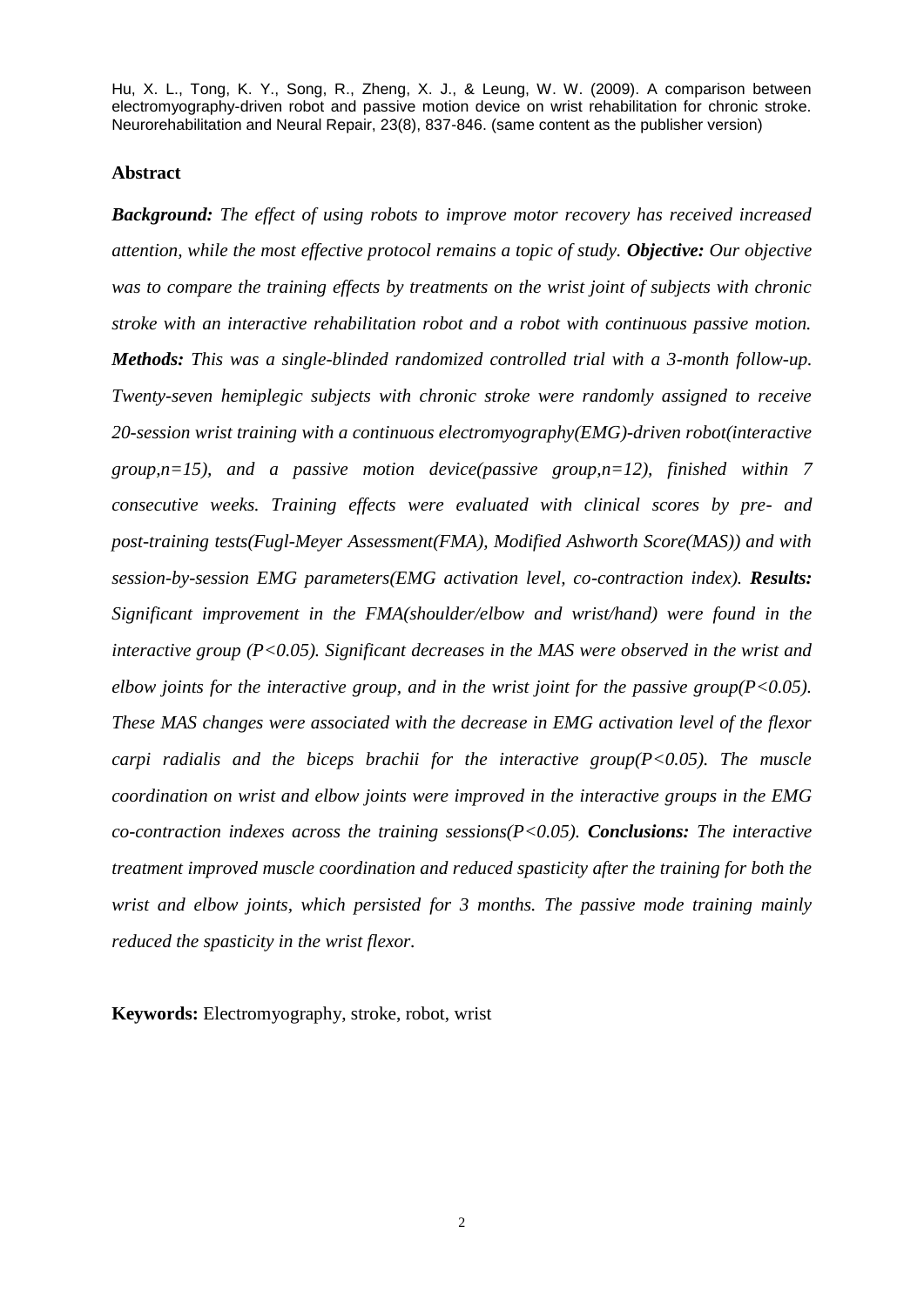Hu, X. L., Tong, K. Y., Song, R., Zheng, X. J., & Leung, W. W. (2009). A comparison between electromyography-driven robot and passive motion device on wrist rehabilitation for chronic stroke. Neurorehabilitation and Neural Repair, 23(8), 837-846. (same content as the publisher version)

## Abstract

***Background:*** *The effect of using robots to improve motor recovery has received increased attention, while the most effective protocol remains a topic of study.* ***Objective:*** *Our objective was to compare the training effects by treatments on the wrist joint of subjects with chronic stroke with an interactive rehabilitation robot and a robot with continuous passive motion.* ***Methods:*** *This was a single-blinded randomized controlled trial with a 3-month follow-up. Twenty-seven hemiplegic subjects with chronic stroke were randomly assigned to receive 20-session wrist training with a continuous electromyography(EMG)-driven robot(interactive group,n=15), and a passive motion device(passive group,n=12), finished within 7 consecutive weeks. Training effects were evaluated with clinical scores by pre- and post-training tests(Fugl-Meyer Assessment(FMA), Modified Ashworth Score(MAS)) and with session-by-session EMG parameters(EMG activation level, co-contraction index).* ***Results:*** *Significant improvement in the FMA(shoulder/elbow and wrist/hand) were found in the interactive group ($P<0.05$). Significant decreases in the MAS were observed in the wrist and elbow joints for the interactive group, and in the wrist joint for the passive group($P<0.05$). These MAS changes were associated with the decrease in EMG activation level of the flexor carpi radialis and the biceps brachii for the interactive group($P<0.05$). The muscle coordination on wrist and elbow joints were improved in the interactive groups in the EMG co-contraction indexes across the training sessions($P<0.05$).* ***Conclusions:*** *The interactive treatment improved muscle coordination and reduced spasticity after the training for both the wrist and elbow joints, which persisted for 3 months. The passive mode training mainly reduced the spasticity in the wrist flexor.*

**Keywords:** Electromyography, stroke, robot, wrist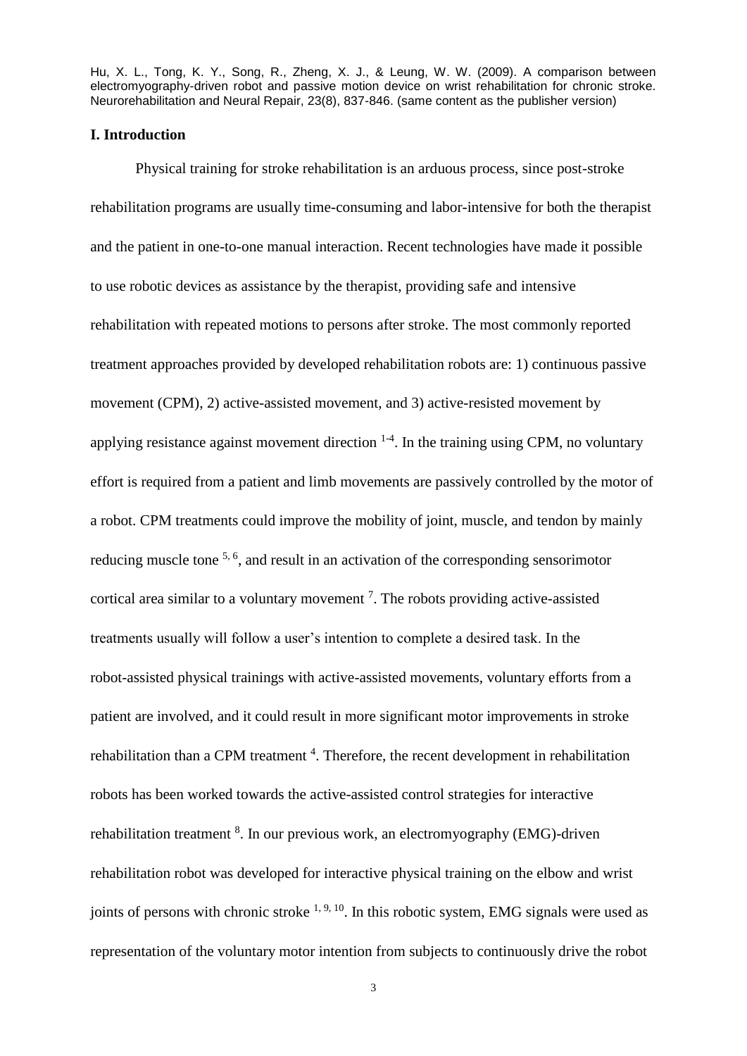## I. Introduction

Physical training for stroke rehabilitation is an arduous process, since post-stroke rehabilitation programs are usually time-consuming and labor-intensive for both the therapist and the patient in one-to-one manual interaction. Recent technologies have made it possible to use robotic devices as assistance by the therapist, providing safe and intensive rehabilitation with repeated motions to persons after stroke. The most commonly reported treatment approaches provided by developed rehabilitation robots are: 1) continuous passive movement (CPM), 2) active-assisted movement, and 3) active-resisted movement by applying resistance against movement direction [1-4]. In the training using CPM, no voluntary effort is required from a patient and limb movements are passively controlled by the motor of a robot. CPM treatments could improve the mobility of joint, muscle, and tendon by mainly reducing muscle tone [5, 6], and result in an activation of the corresponding sensorimotor cortical area similar to a voluntary movement [7]. The robots providing active-assisted treatments usually will follow a user's intention to complete a desired task. In the robot-assisted physical trainings with active-assisted movements, voluntary efforts from a patient are involved, and it could result in more significant motor improvements in stroke rehabilitation than a CPM treatment [4]. Therefore, the recent development in rehabilitation robots has been worked towards the active-assisted control strategies for interactive rehabilitation treatment [8]. In our previous work, an electromyography (EMG)-driven rehabilitation robot was developed for interactive physical training on the elbow and wrist joints of persons with chronic stroke [1, 9, 10]. In this robotic system, EMG signals were used as representation of the voluntary motor intention from subjects to continuously drive the robot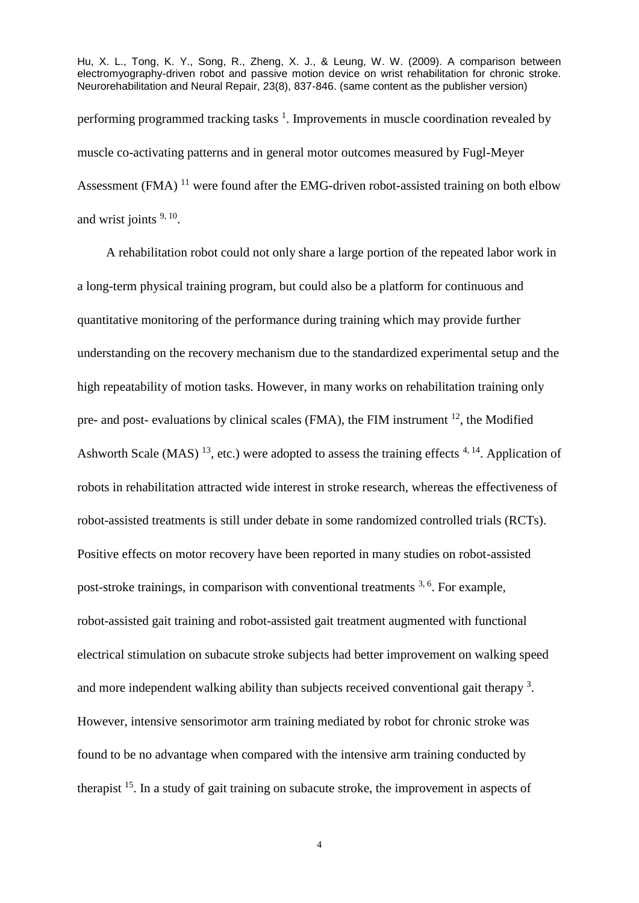performing programmed tracking tasks [1]. Improvements in muscle coordination revealed by muscle co-activating patterns and in general motor outcomes measured by Fugl-Meyer Assessment (FMA) [11] were found after the EMG-driven robot-assisted training on both elbow and wrist joints [9, 10].

A rehabilitation robot could not only share a large portion of the repeated labor work in a long-term physical training program, but could also be a platform for continuous and quantitative monitoring of the performance during training which may provide further understanding on the recovery mechanism due to the standardized experimental setup and the high repeatability of motion tasks. However, in many works on rehabilitation training only pre- and post- evaluations by clinical scales (FMA), the FIM instrument [12], the Modified Ashworth Scale (MAS) [13], etc.) were adopted to assess the training effects [4, 14]. Application of robots in rehabilitation attracted wide interest in stroke research, whereas the effectiveness of robot-assisted treatments is still under debate in some randomized controlled trials (RCTs). Positive effects on motor recovery have been reported in many studies on robot-assisted post-stroke trainings, in comparison with conventional treatments [3, 6]. For example, robot-assisted gait training and robot-assisted gait treatment augmented with functional electrical stimulation on subacute stroke subjects had better improvement on walking speed and more independent walking ability than subjects received conventional gait therapy [3]. However, intensive sensorimotor arm training mediated by robot for chronic stroke was found to be no advantage when compared with the intensive arm training conducted by therapist [15]. In a study of gait training on subacute stroke, the improvement in aspects of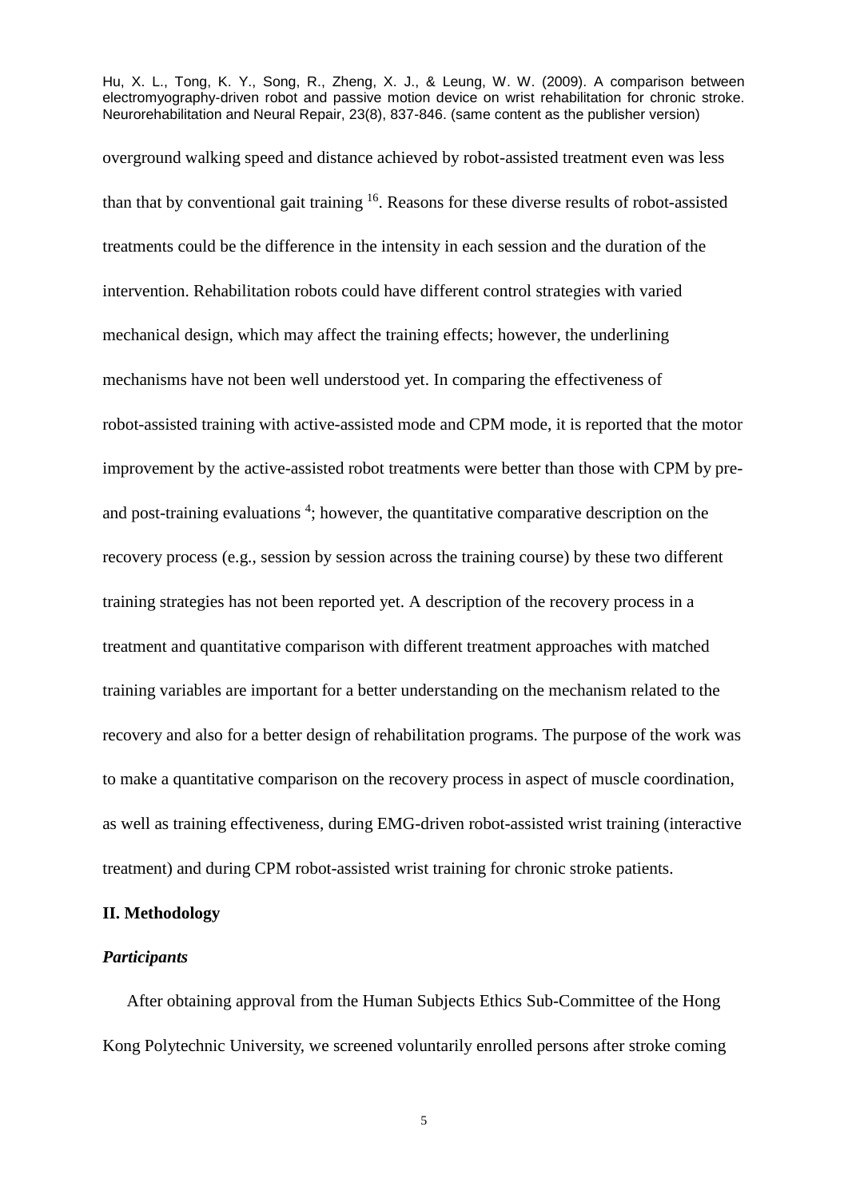overground walking speed and distance achieved by robot-assisted treatment even was less than that by conventional gait training [16]. Reasons for these diverse results of robot-assisted treatments could be the difference in the intensity in each session and the duration of the intervention. Rehabilitation robots could have different control strategies with varied mechanical design, which may affect the training effects; however, the underlining mechanisms have not been well understood yet. In comparing the effectiveness of robot-assisted training with active-assisted mode and CPM mode, it is reported that the motor improvement by the active-assisted robot treatments were better than those with CPM by pre- and post-training evaluations [4]; however, the quantitative comparative description on the recovery process (e.g., session by session across the training course) by these two different training strategies has not been reported yet. A description of the recovery process in a treatment and quantitative comparison with different treatment approaches with matched training variables are important for a better understanding on the mechanism related to the recovery and also for a better design of rehabilitation programs. The purpose of the work was to make a quantitative comparison on the recovery process in aspect of muscle coordination, as well as training effectiveness, during EMG-driven robot-assisted wrist training (interactive treatment) and during CPM robot-assisted wrist training for chronic stroke patients.

## II. Methodology

### *Participants*

After obtaining approval from the Human Subjects Ethics Sub-Committee of the Hong Kong Polytechnic University, we screened voluntarily enrolled persons after stroke coming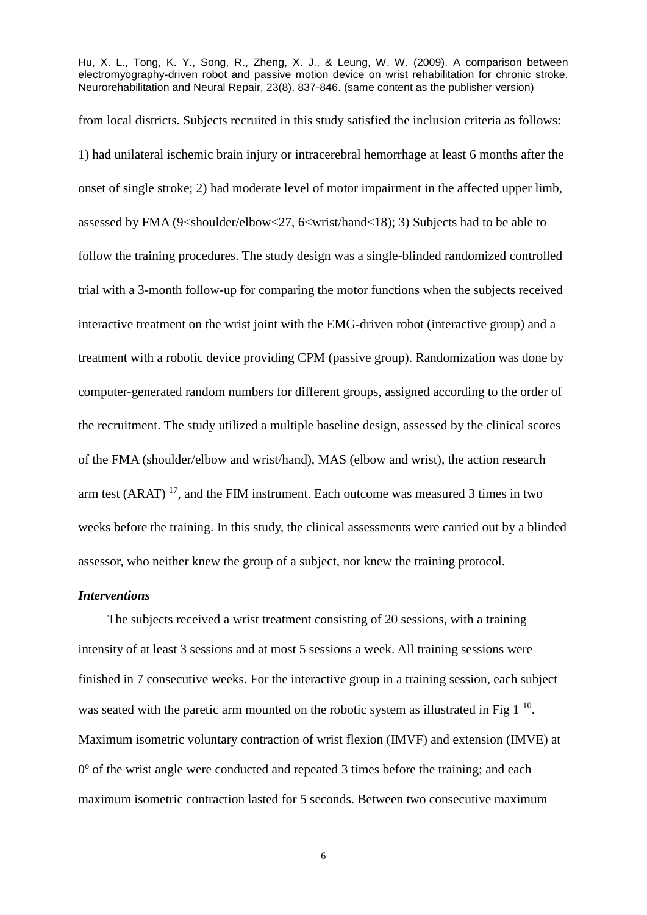from local districts. Subjects recruited in this study satisfied the inclusion criteria as follows: 1) had unilateral ischemic brain injury or intracerebral hemorrhage at least 6 months after the onset of single stroke; 2) had moderate level of motor impairment in the affected upper limb, assessed by FMA (9<shoulder/elbow<27, 6<wrist/hand<18); 3) Subjects had to be able to follow the training procedures. The study design was a single-blinded randomized controlled trial with a 3-month follow-up for comparing the motor functions when the subjects received interactive treatment on the wrist joint with the EMG-driven robot (interactive group) and a treatment with a robotic device providing CPM (passive group). Randomization was done by computer-generated random numbers for different groups, assigned according to the order of the recruitment. The study utilized a multiple baseline design, assessed by the clinical scores of the FMA (shoulder/elbow and wrist/hand), MAS (elbow and wrist), the action research arm test (ARAT) [17], and the FIM instrument. Each outcome was measured 3 times in two weeks before the training. In this study, the clinical assessments were carried out by a blinded assessor, who neither knew the group of a subject, nor knew the training protocol.

***Interventions***

The subjects received a wrist treatment consisting of 20 sessions, with a training intensity of at least 3 sessions and at most 5 sessions a week. All training sessions were finished in 7 consecutive weeks. For the interactive group in a training session, each subject was seated with the paretic arm mounted on the robotic system as illustrated in Fig 1 [10]. Maximum isometric voluntary contraction of wrist flexion (IMVF) and extension (IMVE) at $0^o$ of the wrist angle were conducted and repeated 3 times before the training; and each maximum isometric contraction lasted for 5 seconds. Between two consecutive maximum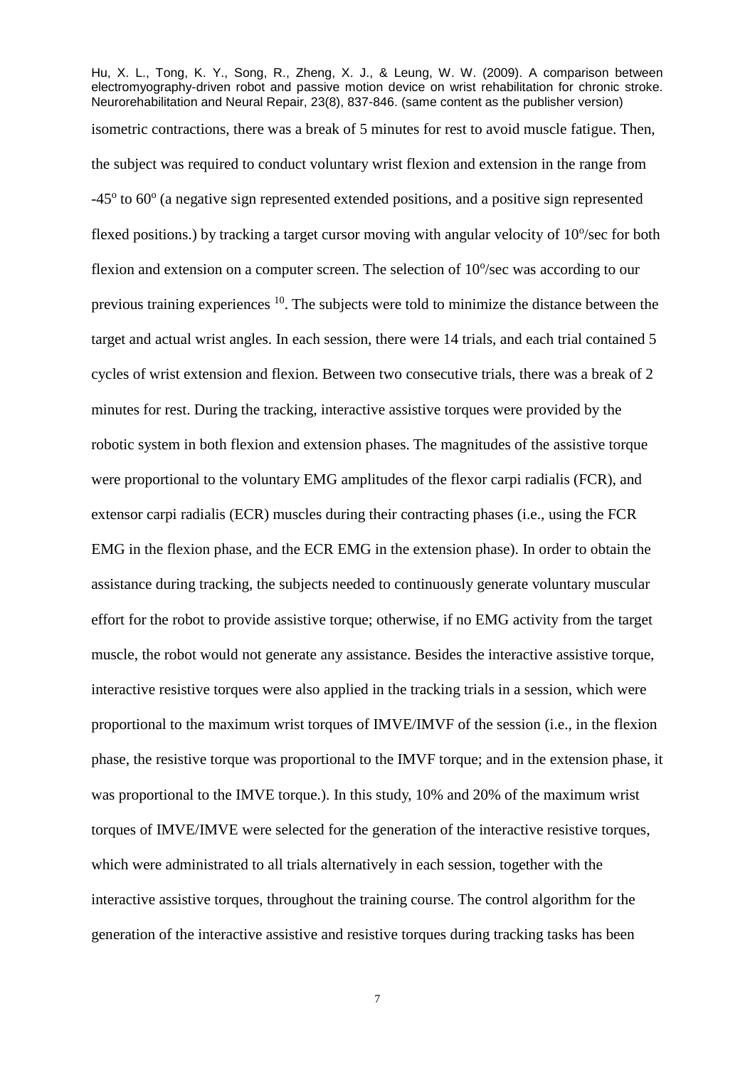isometric contractions, there was a break of 5 minutes for rest to avoid muscle fatigue. Then, the subject was required to conduct voluntary wrist flexion and extension in the range from -45$^o$ to 60$^o$ (a negative sign represented extended positions, and a positive sign represented flexed positions.) by tracking a target cursor moving with angular velocity of 10$^o$/sec for both flexion and extension on a computer screen. The selection of 10$^o$/sec was according to our previous training experiences [10]. The subjects were told to minimize the distance between the target and actual wrist angles. In each session, there were 14 trials, and each trial contained 5 cycles of wrist extension and flexion. Between two consecutive trials, there was a break of 2 minutes for rest. During the tracking, interactive assistive torques were provided by the robotic system in both flexion and extension phases. The magnitudes of the assistive torque were proportional to the voluntary EMG amplitudes of the flexor carpi radialis (FCR), and extensor carpi radialis (ECR) muscles during their contracting phases (i.e., using the FCR EMG in the flexion phase, and the ECR EMG in the extension phase). In order to obtain the assistance during tracking, the subjects needed to continuously generate voluntary muscular effort for the robot to provide assistive torque; otherwise, if no EMG activity from the target muscle, the robot would not generate any assistance. Besides the interactive assistive torque, interactive resistive torques were also applied in the tracking trials in a session, which were proportional to the maximum wrist torques of IMVE/IMVF of the session (i.e., in the flexion phase, the resistive torque was proportional to the IMVF torque; and in the extension phase, it was proportional to the IMVE torque.). In this study, 10% and 20% of the maximum wrist torques of IMVE/IMVE were selected for the generation of the interactive resistive torques, which were administrated to all trials alternatively in each session, together with the interactive assistive torques, throughout the training course. The control algorithm for the generation of the interactive assistive and resistive torques during tracking tasks has been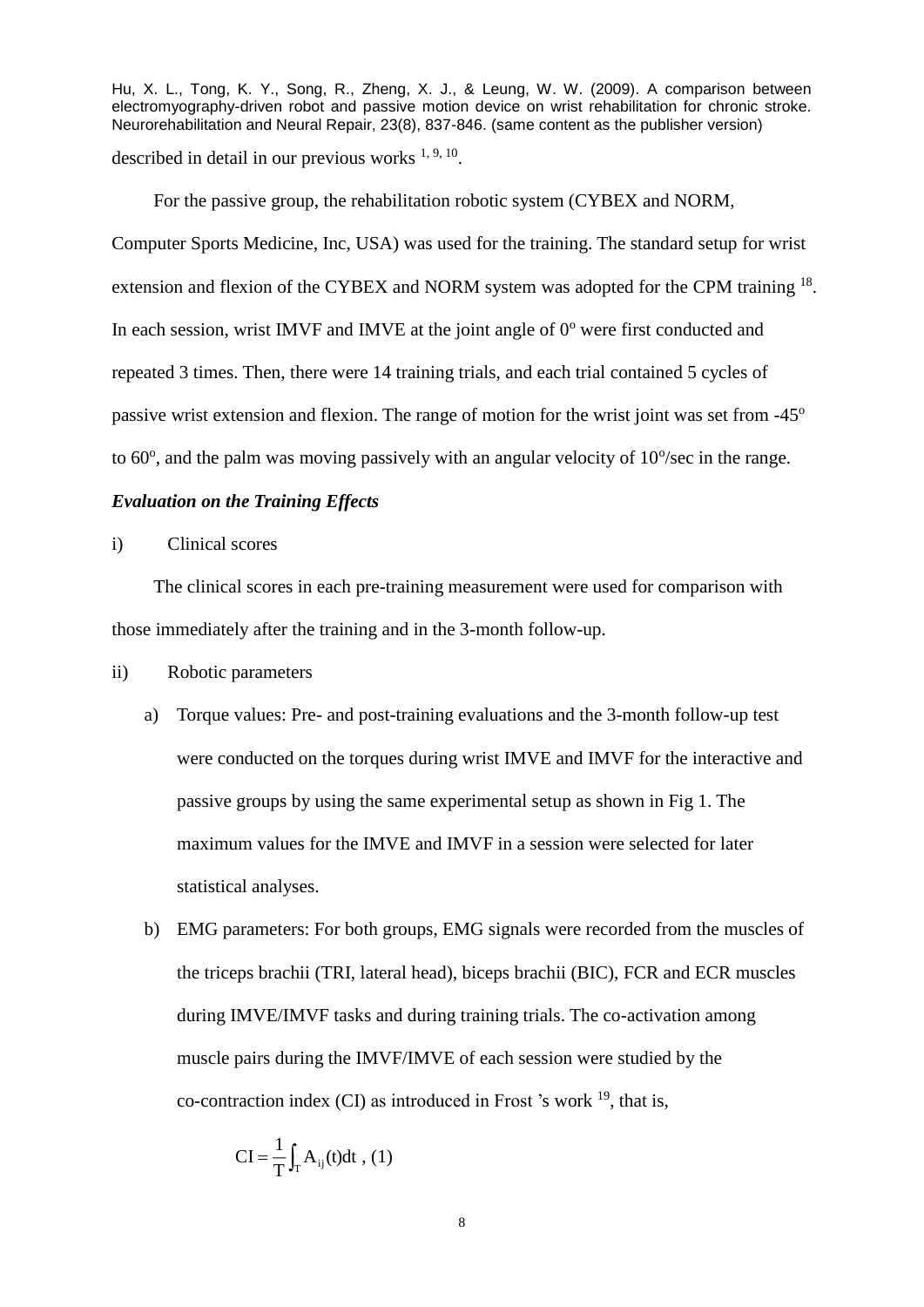described in detail in our previous works [1, 9, 10].

For the passive group, the rehabilitation robotic system (CYBEX and NORM, Computer Sports Medicine, Inc, USA) was used for the training. The standard setup for wrist extension and flexion of the CYBEX and NORM system was adopted for the CPM training [18]. In each session, wrist IMVF and IMVE at the joint angle of $0^o$ were first conducted and repeated 3 times. Then, there were 14 training trials, and each trial contained 5 cycles of passive wrist extension and flexion. The range of motion for the wrist joint was set from $-45^o$ to $60^o$, and the palm was moving passively with an angular velocity of $10^o$/sec in the range.

### *Evaluation on the Training Effects*

i) Clinical scores

The clinical scores in each pre-training measurement were used for comparison with those immediately after the training and in the 3-month follow-up.

ii) Robotic parameters

a) Torque values: Pre- and post-training evaluations and the 3-month follow-up test were conducted on the torques during wrist IMVE and IMVF for the interactive and passive groups by using the same experimental setup as shown in Fig 1. The maximum values for the IMVE and IMVF in a session were selected for later statistical analyses.

b) EMG parameters: For both groups, EMG signals were recorded from the muscles of the triceps brachii (TRI, lateral head), biceps brachii (BIC), FCR and ECR muscles during IMVE/IMVF tasks and during training trials. The co-activation among muscle pairs during the IMVF/IMVE of each session were studied by the co-contraction index (CI) as introduced in Frost 's work [19], that is,

$$\mathrm{CI} = \frac{1}{\mathrm{T}}\int_{\mathrm{T}} \mathrm{A}_{\mathrm{ij}}(\mathrm{t})\mathrm{dt} \ , \ (1)$$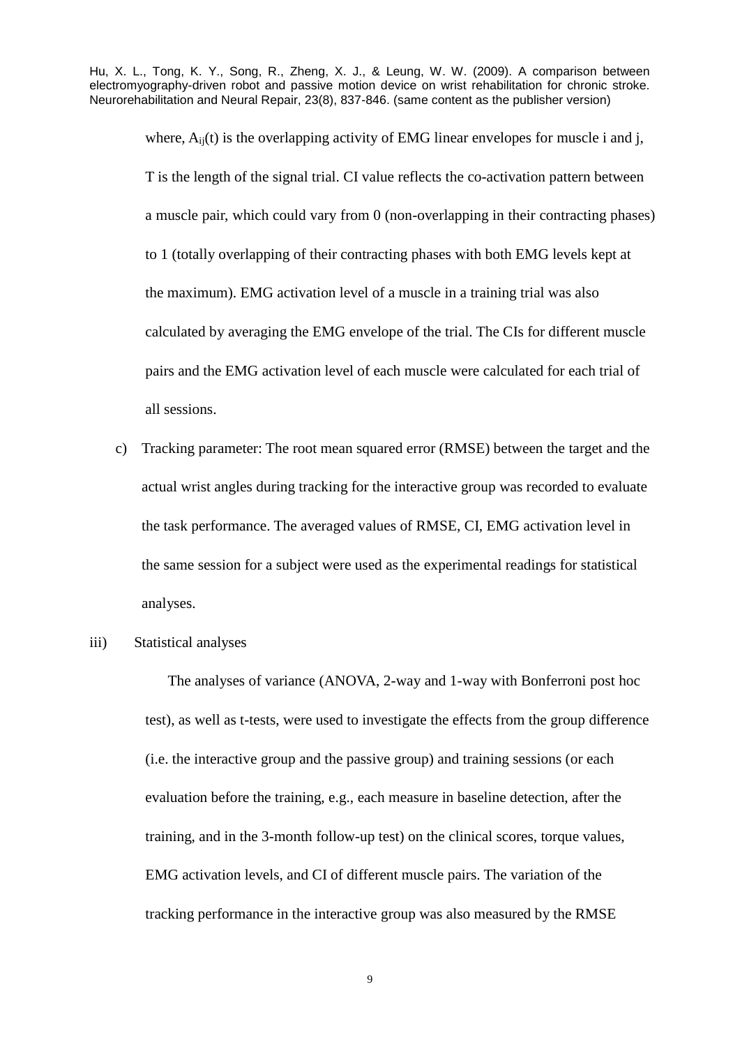where, $A_{ij}(t)$ is the overlapping activity of EMG linear envelopes for muscle i and j, T is the length of the signal trial. CI value reflects the co-activation pattern between a muscle pair, which could vary from 0 (non-overlapping in their contracting phases) to 1 (totally overlapping of their contracting phases with both EMG levels kept at the maximum). EMG activation level of a muscle in a training trial was also calculated by averaging the EMG envelope of the trial. The CIs for different muscle pairs and the EMG activation level of each muscle were calculated for each trial of all sessions.

c) Tracking parameter: The root mean squared error (RMSE) between the target and the actual wrist angles during tracking for the interactive group was recorded to evaluate the task performance. The averaged values of RMSE, CI, EMG activation level in the same session for a subject were used as the experimental readings for statistical analyses.

iii) Statistical analyses

The analyses of variance (ANOVA, 2-way and 1-way with Bonferroni post hoc test), as well as t-tests, were used to investigate the effects from the group difference (i.e. the interactive group and the passive group) and training sessions (or each evaluation before the training, e.g., each measure in baseline detection, after the training, and in the 3-month follow-up test) on the clinical scores, torque values, EMG activation levels, and CI of different muscle pairs. The variation of the tracking performance in the interactive group was also measured by the RMSE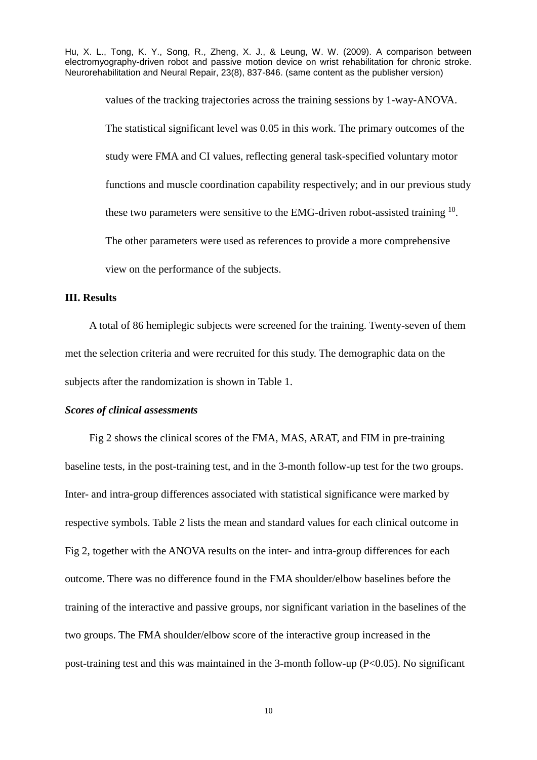values of the tracking trajectories across the training sessions by 1-way-ANOVA. The statistical significant level was 0.05 in this work. The primary outcomes of the study were FMA and CI values, reflecting general task-specified voluntary motor functions and muscle coordination capability respectively; and in our previous study these two parameters were sensitive to the EMG-driven robot-assisted training [10]. The other parameters were used as references to provide a more comprehensive view on the performance of the subjects.

## III. Results

A total of 86 hemiplegic subjects were screened for the training. Twenty-seven of them met the selection criteria and were recruited for this study. The demographic data on the subjects after the randomization is shown in Table 1.

### *Scores of clinical assessments*

Fig 2 shows the clinical scores of the FMA, MAS, ARAT, and FIM in pre-training baseline tests, in the post-training test, and in the 3-month follow-up test for the two groups. Inter- and intra-group differences associated with statistical significance were marked by respective symbols. Table 2 lists the mean and standard values for each clinical outcome in Fig 2, together with the ANOVA results on the inter- and intra-group differences for each outcome. There was no difference found in the FMA shoulder/elbow baselines before the training of the interactive and passive groups, nor significant variation in the baselines of the two groups. The FMA shoulder/elbow score of the interactive group increased in the post-training test and this was maintained in the 3-month follow-up ($P<0.05$). No significant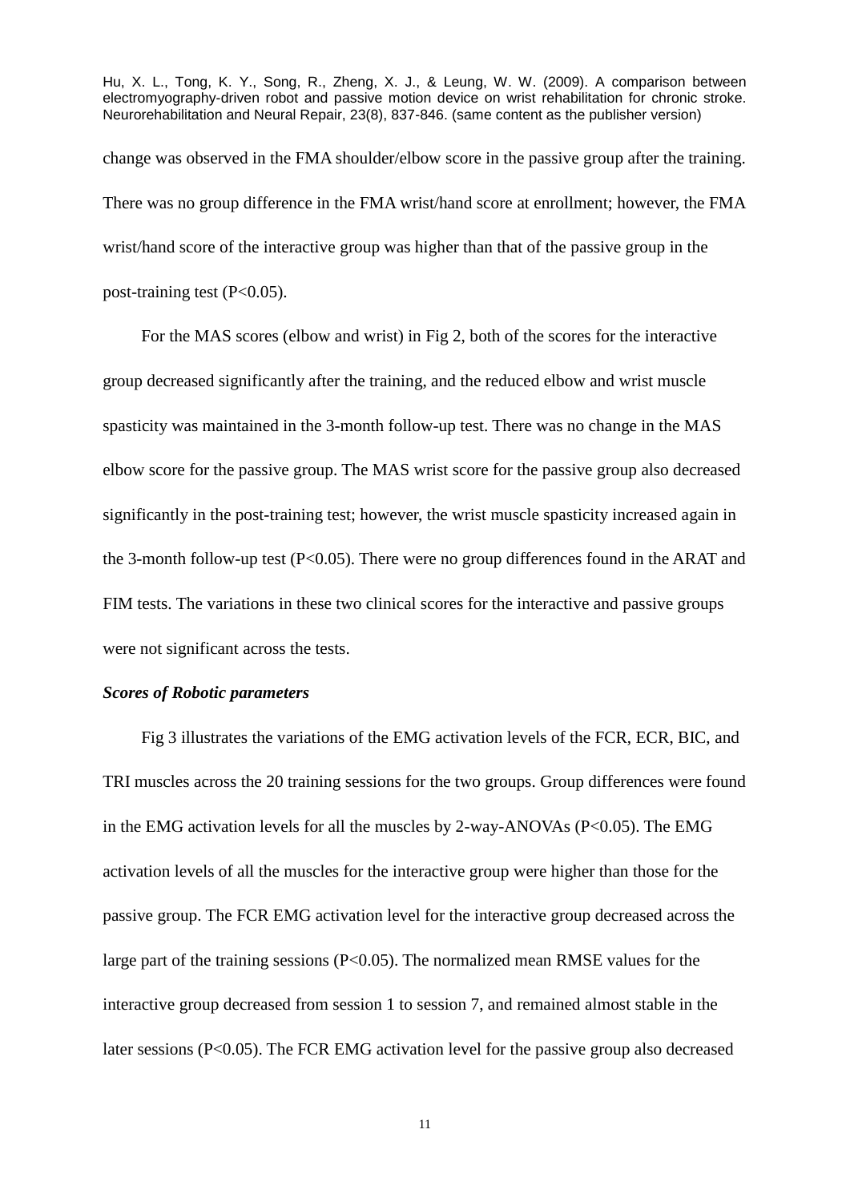change was observed in the FMA shoulder/elbow score in the passive group after the training. There was no group difference in the FMA wrist/hand score at enrollment; however, the FMA wrist/hand score of the interactive group was higher than that of the passive group in the post-training test ($P<0.05$).

For the MAS scores (elbow and wrist) in Fig 2, both of the scores for the interactive group decreased significantly after the training, and the reduced elbow and wrist muscle spasticity was maintained in the 3-month follow-up test. There was no change in the MAS elbow score for the passive group. The MAS wrist score for the passive group also decreased significantly in the post-training test; however, the wrist muscle spasticity increased again in the 3-month follow-up test ($P<0.05$). There were no group differences found in the ARAT and FIM tests. The variations in these two clinical scores for the interactive and passive groups were not significant across the tests.

***Scores of Robotic parameters***

Fig 3 illustrates the variations of the EMG activation levels of the FCR, ECR, BIC, and TRI muscles across the 20 training sessions for the two groups. Group differences were found in the EMG activation levels for all the muscles by 2-way-ANOVAs ($P<0.05$). The EMG activation levels of all the muscles for the interactive group were higher than those for the passive group. The FCR EMG activation level for the interactive group decreased across the large part of the training sessions ($P<0.05$). The normalized mean RMSE values for the interactive group decreased from session 1 to session 7, and remained almost stable in the later sessions ($P<0.05$). The FCR EMG activation level for the passive group also decreased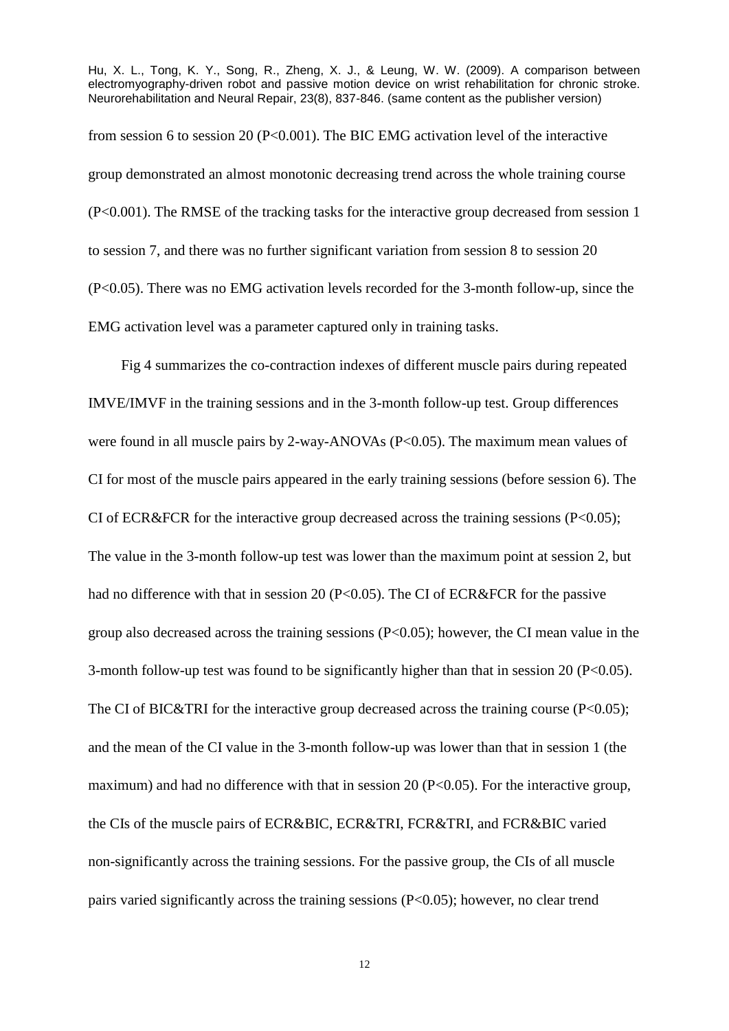from session 6 to session 20 ($P<0.001$). The BIC EMG activation level of the interactive group demonstrated an almost monotonic decreasing trend across the whole training course ($P<0.001$). The RMSE of the tracking tasks for the interactive group decreased from session 1 to session 7, and there was no further significant variation from session 8 to session 20 ($P<0.05$). There was no EMG activation levels recorded for the 3-month follow-up, since the EMG activation level was a parameter captured only in training tasks.

Fig 4 summarizes the co-contraction indexes of different muscle pairs during repeated IMVE/IMVF in the training sessions and in the 3-month follow-up test. Group differences were found in all muscle pairs by 2-way-ANOVAs ($P<0.05$). The maximum mean values of CI for most of the muscle pairs appeared in the early training sessions (before session 6). The CI of ECR&FCR for the interactive group decreased across the training sessions ($P<0.05$); The value in the 3-month follow-up test was lower than the maximum point at session 2, but had no difference with that in session 20 ($P<0.05$). The CI of ECR&FCR for the passive group also decreased across the training sessions ($P<0.05$); however, the CI mean value in the 3-month follow-up test was found to be significantly higher than that in session 20 ($P<0.05$). The CI of BIC&TRI for the interactive group decreased across the training course ($P<0.05$); and the mean of the CI value in the 3-month follow-up was lower than that in session 1 (the maximum) and had no difference with that in session 20 ($P<0.05$). For the interactive group, the CIs of the muscle pairs of ECR&BIC, ECR&TRI, FCR&TRI, and FCR&BIC varied non-significantly across the training sessions. For the passive group, the CIs of all muscle pairs varied significantly across the training sessions ($P<0.05$); however, no clear trend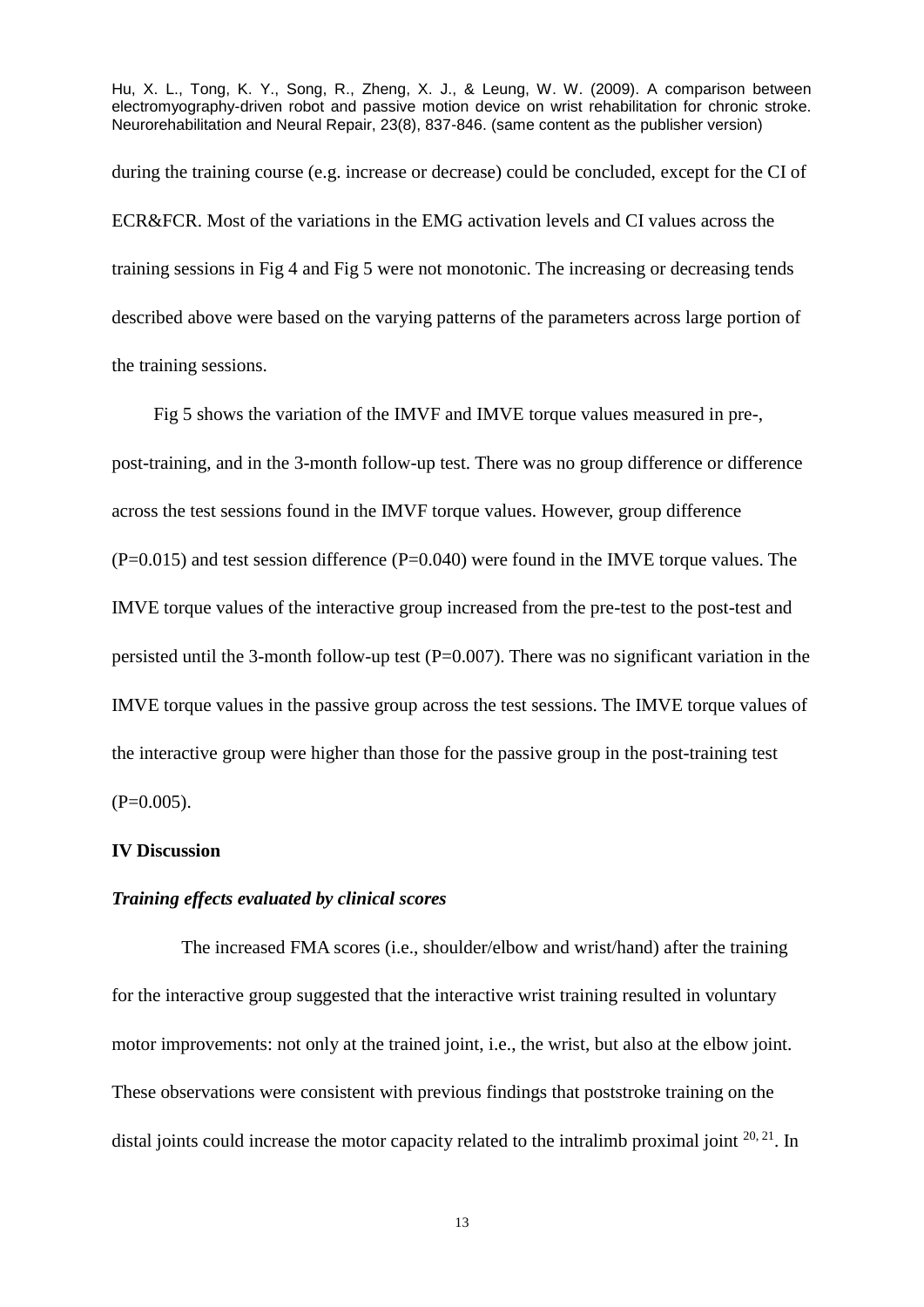during the training course (e.g. increase or decrease) could be concluded, except for the CI of ECR&FCR. Most of the variations in the EMG activation levels and CI values across the training sessions in Fig 4 and Fig 5 were not monotonic. The increasing or decreasing tends described above were based on the varying patterns of the parameters across large portion of the training sessions.

Fig 5 shows the variation of the IMVF and IMVE torque values measured in pre-, post-training, and in the 3-month follow-up test. There was no group difference or difference across the test sessions found in the IMVF torque values. However, group difference ($P=0.015$) and test session difference ($P=0.040$) were found in the IMVE torque values. The IMVE torque values of the interactive group increased from the pre-test to the post-test and persisted until the 3-month follow-up test ($P=0.007$). There was no significant variation in the IMVE torque values in the passive group across the test sessions. The IMVE torque values of the interactive group were higher than those for the passive group in the post-training test ($P=0.005$).

## IV Discussion

### *Training effects evaluated by clinical scores*

The increased FMA scores (i.e., shoulder/elbow and wrist/hand) after the training for the interactive group suggested that the interactive wrist training resulted in voluntary motor improvements: not only at the trained joint, i.e., the wrist, but also at the elbow joint. These observations were consistent with previous findings that poststroke training on the distal joints could increase the motor capacity related to the intralimb proximal joint [20, 21]. In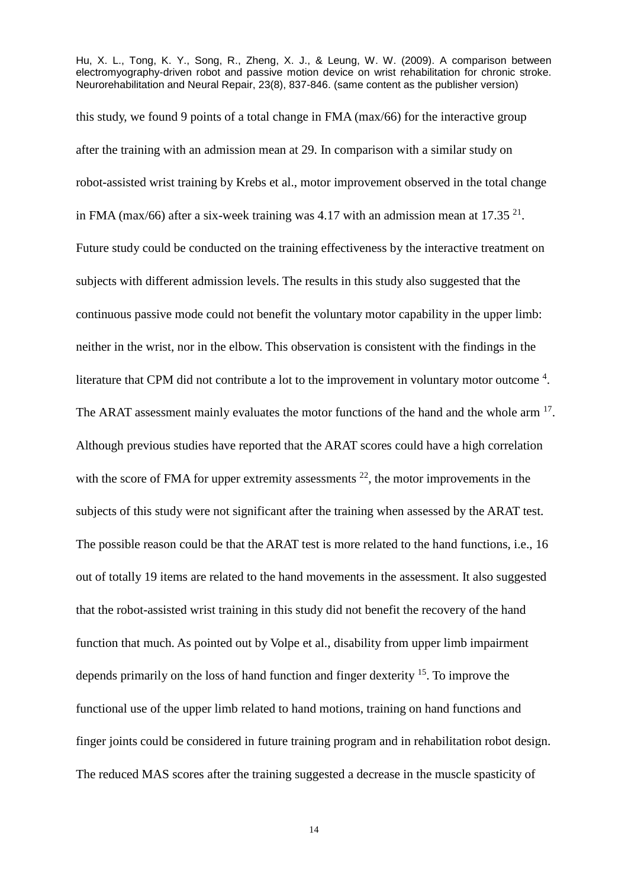this study, we found 9 points of a total change in FMA (max/66) for the interactive group after the training with an admission mean at 29. In comparison with a similar study on robot-assisted wrist training by Krebs et al., motor improvement observed in the total change in FMA (max/66) after a six-week training was 4.17 with an admission mean at 17.35 [21]. Future study could be conducted on the training effectiveness by the interactive treatment on subjects with different admission levels. The results in this study also suggested that the continuous passive mode could not benefit the voluntary motor capability in the upper limb: neither in the wrist, nor in the elbow. This observation is consistent with the findings in the literature that CPM did not contribute a lot to the improvement in voluntary motor outcome [4]. The ARAT assessment mainly evaluates the motor functions of the hand and the whole arm [17]. Although previous studies have reported that the ARAT scores could have a high correlation with the score of FMA for upper extremity assessments [22], the motor improvements in the subjects of this study were not significant after the training when assessed by the ARAT test. The possible reason could be that the ARAT test is more related to the hand functions, i.e., 16 out of totally 19 items are related to the hand movements in the assessment. It also suggested that the robot-assisted wrist training in this study did not benefit the recovery of the hand function that much. As pointed out by Volpe et al., disability from upper limb impairment depends primarily on the loss of hand function and finger dexterity [15]. To improve the functional use of the upper limb related to hand motions, training on hand functions and finger joints could be considered in future training program and in rehabilitation robot design. The reduced MAS scores after the training suggested a decrease in the muscle spasticity of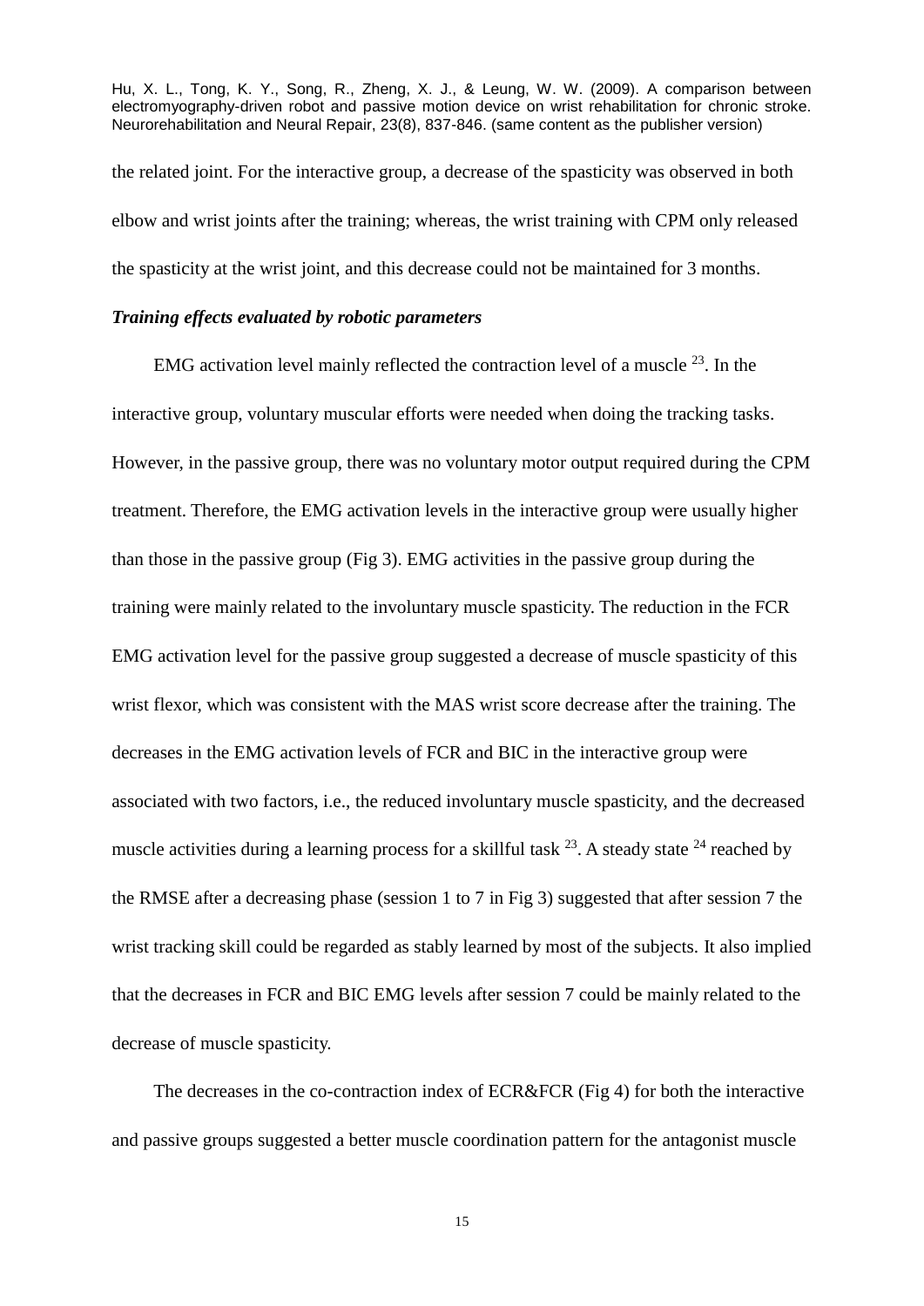the related joint. For the interactive group, a decrease of the spasticity was observed in both elbow and wrist joints after the training; whereas, the wrist training with CPM only released the spasticity at the wrist joint, and this decrease could not be maintained for 3 months.

***Training effects evaluated by robotic parameters***

EMG activation level mainly reflected the contraction level of a muscle [23]. In the interactive group, voluntary muscular efforts were needed when doing the tracking tasks. However, in the passive group, there was no voluntary motor output required during the CPM treatment. Therefore, the EMG activation levels in the interactive group were usually higher than those in the passive group (Fig 3). EMG activities in the passive group during the training were mainly related to the involuntary muscle spasticity. The reduction in the FCR EMG activation level for the passive group suggested a decrease of muscle spasticity of this wrist flexor, which was consistent with the MAS wrist score decrease after the training. The decreases in the EMG activation levels of FCR and BIC in the interactive group were associated with two factors, i.e., the reduced involuntary muscle spasticity, and the decreased muscle activities during a learning process for a skillful task [23]. A steady state [24] reached by the RMSE after a decreasing phase (session 1 to 7 in Fig 3) suggested that after session 7 the wrist tracking skill could be regarded as stably learned by most of the subjects. It also implied that the decreases in FCR and BIC EMG levels after session 7 could be mainly related to the decrease of muscle spasticity.

The decreases in the co-contraction index of ECR&FCR (Fig 4) for both the interactive and passive groups suggested a better muscle coordination pattern for the antagonist muscle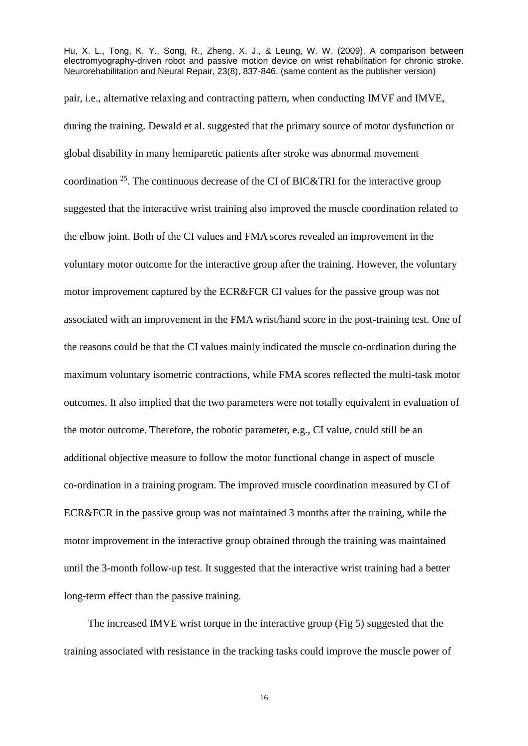pair, i.e., alternative relaxing and contracting pattern, when conducting IMVF and IMVE, during the training. Dewald et al. suggested that the primary source of motor dysfunction or global disability in many hemiparetic patients after stroke was abnormal movement coordination [25]. The continuous decrease of the CI of BIC&TRI for the interactive group suggested that the interactive wrist training also improved the muscle coordination related to the elbow joint. Both of the CI values and FMA scores revealed an improvement in the voluntary motor outcome for the interactive group after the training. However, the voluntary motor improvement captured by the ECR&FCR CI values for the passive group was not associated with an improvement in the FMA wrist/hand score in the post-training test. One of the reasons could be that the CI values mainly indicated the muscle co-ordination during the maximum voluntary isometric contractions, while FMA scores reflected the multi-task motor outcomes. It also implied that the two parameters were not totally equivalent in evaluation of the motor outcome. Therefore, the robotic parameter, e.g., CI value, could still be an additional objective measure to follow the motor functional change in aspect of muscle co-ordination in a training program. The improved muscle coordination measured by CI of ECR&FCR in the passive group was not maintained 3 months after the training, while the motor improvement in the interactive group obtained through the training was maintained until the 3-month follow-up test. It suggested that the interactive wrist training had a better long-term effect than the passive training.

The increased IMVE wrist torque in the interactive group (Fig 5) suggested that the training associated with resistance in the tracking tasks could improve the muscle power of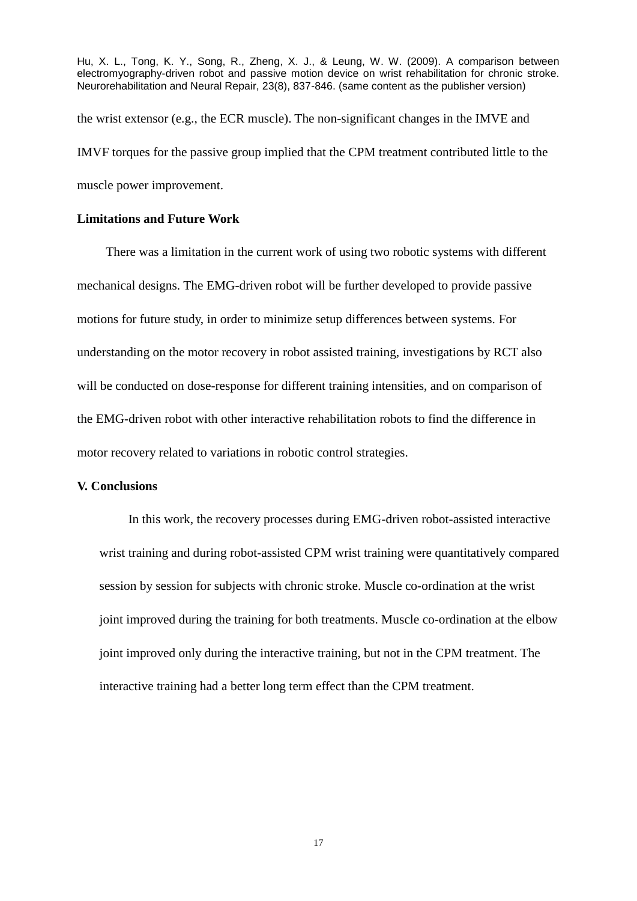the wrist extensor (e.g., the ECR muscle). The non-significant changes in the IMVE and IMVF torques for the passive group implied that the CPM treatment contributed little to the muscle power improvement.

### Limitations and Future Work

There was a limitation in the current work of using two robotic systems with different mechanical designs. The EMG-driven robot will be further developed to provide passive motions for future study, in order to minimize setup differences between systems. For understanding on the motor recovery in robot assisted training, investigations by RCT also will be conducted on dose-response for different training intensities, and on comparison of the EMG-driven robot with other interactive rehabilitation robots to find the difference in motor recovery related to variations in robotic control strategies.

## V. Conclusions

In this work, the recovery processes during EMG-driven robot-assisted interactive wrist training and during robot-assisted CPM wrist training were quantitatively compared session by session for subjects with chronic stroke. Muscle co-ordination at the wrist joint improved during the training for both treatments. Muscle co-ordination at the elbow joint improved only during the interactive training, but not in the CPM treatment. The interactive training had a better long term effect than the CPM treatment.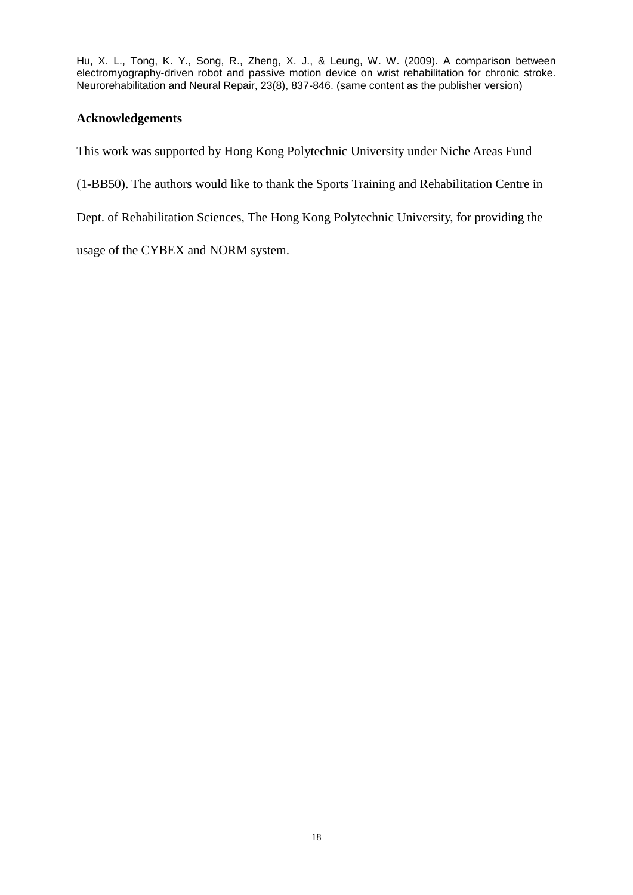## Acknowledgements

This work was supported by Hong Kong Polytechnic University under Niche Areas Fund (1-BB50). The authors would like to thank the Sports Training and Rehabilitation Centre in Dept. of Rehabilitation Sciences, The Hong Kong Polytechnic University, for providing the usage of the CYBEX and NORM system.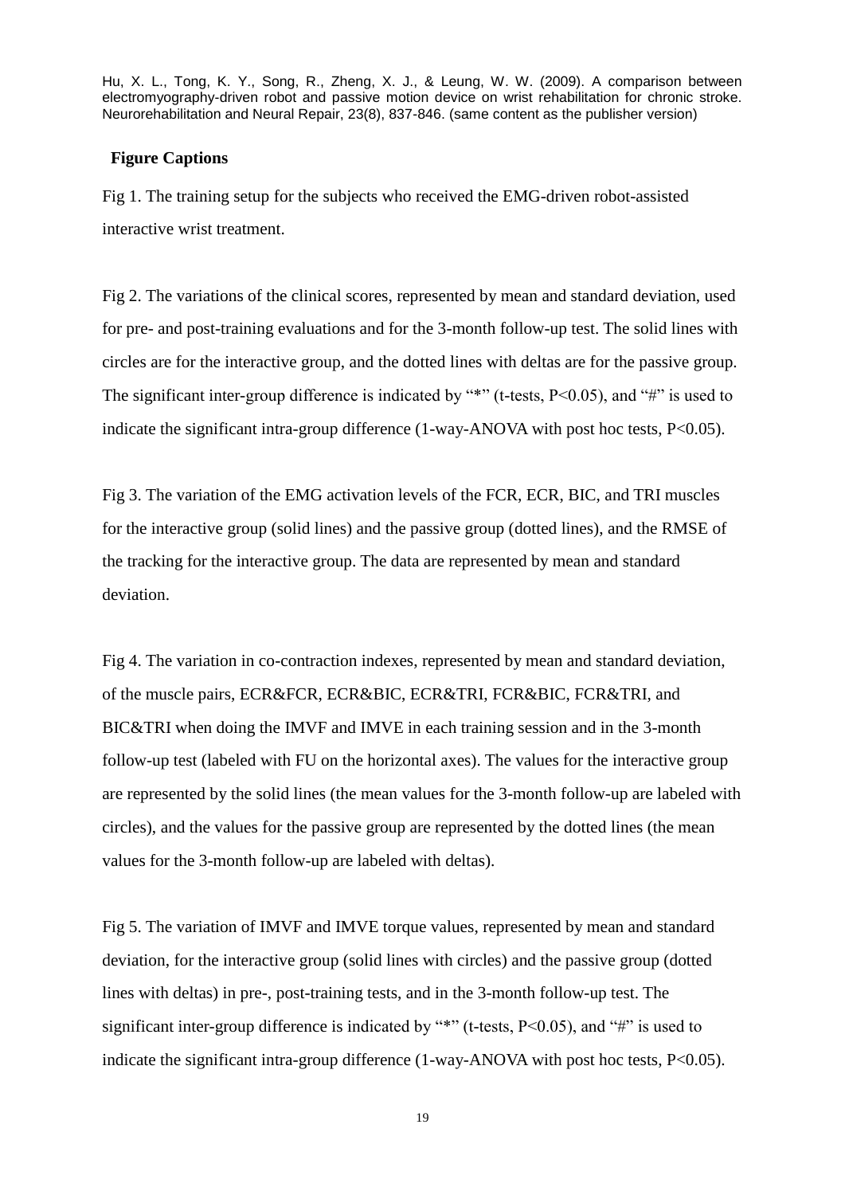## Figure Captions

Fig 1. The training setup for the subjects who received the EMG-driven robot-assisted interactive wrist treatment.

Fig 2. The variations of the clinical scores, represented by mean and standard deviation, used for pre- and post-training evaluations and for the 3-month follow-up test. The solid lines with circles are for the interactive group, and the dotted lines with deltas are for the passive group. The significant inter-group difference is indicated by "*" (t-tests, $P<0.05$), and "#" is used to indicate the significant intra-group difference (1-way-ANOVA with post hoc tests, $P<0.05$).

Fig 3. The variation of the EMG activation levels of the FCR, ECR, BIC, and TRI muscles for the interactive group (solid lines) and the passive group (dotted lines), and the RMSE of the tracking for the interactive group. The data are represented by mean and standard deviation.

Fig 4. The variation in co-contraction indexes, represented by mean and standard deviation, of the muscle pairs, ECR&FCR, ECR&BIC, ECR&TRI, FCR&BIC, FCR&TRI, and BIC&TRI when doing the IMVF and IMVE in each training session and in the 3-month follow-up test (labeled with FU on the horizontal axes). The values for the interactive group are represented by the solid lines (the mean values for the 3-month follow-up are labeled with circles), and the values for the passive group are represented by the dotted lines (the mean values for the 3-month follow-up are labeled with deltas).

Fig 5. The variation of IMVF and IMVE torque values, represented by mean and standard deviation, for the interactive group (solid lines with circles) and the passive group (dotted lines with deltas) in pre-, post-training tests, and in the 3-month follow-up test. The significant inter-group difference is indicated by "*" (t-tests, $P<0.05$), and "#" is used to indicate the significant intra-group difference (1-way-ANOVA with post hoc tests, $P<0.05$).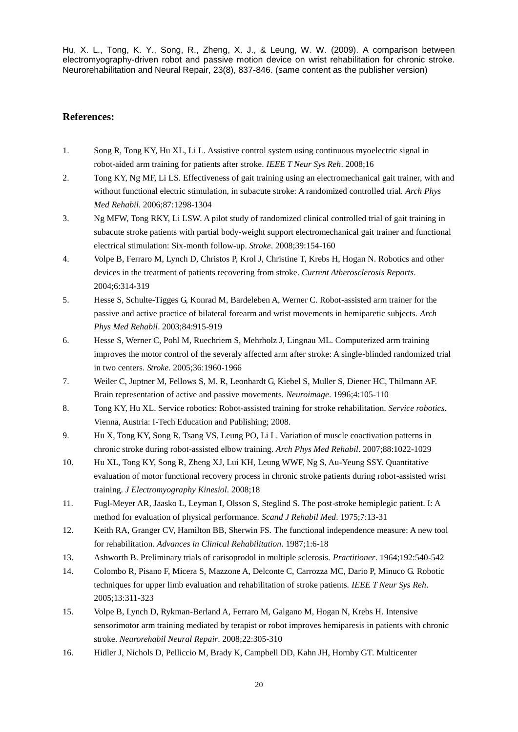Hu, X. L., Tong, K. Y., Song, R., Zheng, X. J., & Leung, W. W. (2009). A comparison between electromyography-driven robot and passive motion device on wrist rehabilitation for chronic stroke. Neurorehabilitation and Neural Repair, 23(8), 837-846. (same content as the publisher version)

## References:

1. Song R, Tong KY, Hu XL, Li L. Assistive control system using continuous myoelectric signal in robot-aided arm training for patients after stroke. *IEEE T Neur Sys Reh*. 2008;16
2. Tong KY, Ng MF, Li LS. Effectiveness of gait training using an electromechanical gait trainer, with and without functional electric stimulation, in subacute stroke: A randomized controlled trial. *Arch Phys Med Rehabil*. 2006;87:1298-1304
3. Ng MFW, Tong RKY, Li LSW. A pilot study of randomized clinical controlled trial of gait training in subacute stroke patients with partial body-weight support electromechanical gait trainer and functional electrical stimulation: Six-month follow-up. *Stroke*. 2008;39:154-160
4. Volpe B, Ferraro M, Lynch D, Christos P, Krol J, Christine T, Krebs H, Hogan N. Robotics and other devices in the treatment of patients recovering from stroke. *Current Atherosclerosis Reports*. 2004;6:314-319
5. Hesse S, Schulte-Tigges G, Konrad M, Bardeleben A, Werner C. Robot-assisted arm trainer for the passive and active practice of bilateral forearm and wrist movements in hemiparetic subjects. *Arch Phys Med Rehabil*. 2003;84:915-919
6. Hesse S, Werner C, Pohl M, Ruechriem S, Mehrholz J, Lingnau ML. Computerized arm training improves the motor control of the severaly affected arm after stroke: A single-blinded randomized trial in two centers. *Stroke*. 2005;36:1960-1966
7. Weiler C, Juptner M, Fellows S, M. R, Leonhardt G, Kiebel S, Muller S, Diener HC, Thilmann AF. Brain representation of active and passive movements. *Neuroimage*. 1996;4:105-110
8. Tong KY, Hu XL. Service robotics: Robot-assisted training for stroke rehabilitation. *Service robotics*. Vienna, Austria: I-Tech Education and Publishing; 2008.
9. Hu X, Tong KY, Song R, Tsang VS, Leung PO, Li L. Variation of muscle coactivation patterns in chronic stroke during robot-assisted elbow training. *Arch Phys Med Rehabil*. 2007;88:1022-1029
10. Hu XL, Tong KY, Song R, Zheng XJ, Lui KH, Leung WWF, Ng S, Au-Yeung SSY. Quantitative evaluation of motor functional recovery process in chronic stroke patients during robot-assisted wrist training. *J Electromyography Kinesiol*. 2008;18
11. Fugl-Meyer AR, Jaasko L, Leyman I, Olsson S, Steglind S. The post-stroke hemiplegic patient. I: A method for evaluation of physical performance. *Scand J Rehabil Med*. 1975;7:13-31
12. Keith RA, Granger CV, Hamilton BB, Sherwin FS. The functional independence measure: A new tool for rehabilitation. *Advances in Clinical Rehabilitation*. 1987;1:6-18
13. Ashworth B. Preliminary trials of carisoprodol in multiple sclerosis. *Practitioner*. 1964;192:540-542
14. Colombo R, Pisano F, Micera S, Mazzone A, Delconte C, Carrozza MC, Dario P, Minuco G. Robotic techniques for upper limb evaluation and rehabilitation of stroke patients. *IEEE T Neur Sys Reh*. 2005;13:311-323
15. Volpe B, Lynch D, Rykman-Berland A, Ferraro M, Galgano M, Hogan N, Krebs H. Intensive sensorimotor arm training mediated by terapist or robot improves hemiparesis in patients with chronic stroke. *Neurorehabil Neural Repair*. 2008;22:305-310
16. Hidler J, Nichols D, Pelliccio M, Brady K, Campbell DD, Kahn JH, Hornby GT. Multicenter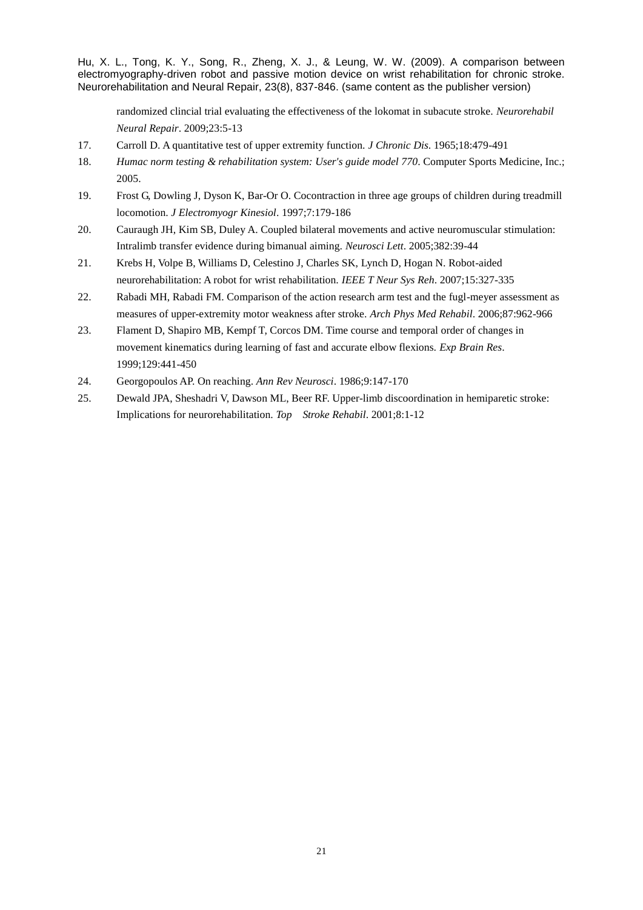randomized clincial trial evaluating the effectiveness of the lokomat in subacute stroke. *Neurorehabil Neural Repair*. 2009;23:5-13

17. Carroll D. A quantitative test of upper extremity function. *J Chronic Dis*. 1965;18:479-491
18. *Humac norm testing & rehabilitation system: User's guide model 770*. Computer Sports Medicine, Inc.; 2005.
19. Frost G, Dowling J, Dyson K, Bar-Or O. Cocontraction in three age groups of children during treadmill locomotion. *J Electromyogr Kinesiol*. 1997;7:179-186
20. Cauraugh JH, Kim SB, Duley A. Coupled bilateral movements and active neuromuscular stimulation: Intralimb transfer evidence during bimanual aiming. *Neurosci Lett*. 2005;382:39-44
21. Krebs H, Volpe B, Williams D, Celestino J, Charles SK, Lynch D, Hogan N. Robot-aided neurorehabilitation: A robot for wrist rehabilitation. *IEEE T Neur Sys Reh*. 2007;15:327-335
22. Rabadi MH, Rabadi FM. Comparison of the action research arm test and the fugl-meyer assessment as measures of upper-extremity motor weakness after stroke. *Arch Phys Med Rehabil*. 2006;87:962-966
23. Flament D, Shapiro MB, Kempf T, Corcos DM. Time course and temporal order of changes in movement kinematics during learning of fast and accurate elbow flexions. *Exp Brain Res*. 1999;129:441-450
24. Georgopoulos AP. On reaching. *Ann Rev Neurosci*. 1986;9:147-170
25. Dewald JPA, Sheshadri V, Dawson ML, Beer RF. Upper-limb discoordination in hemiparetic stroke: Implications for neurorehabilitation. *Top Stroke Rehabil*. 2001;8:1-12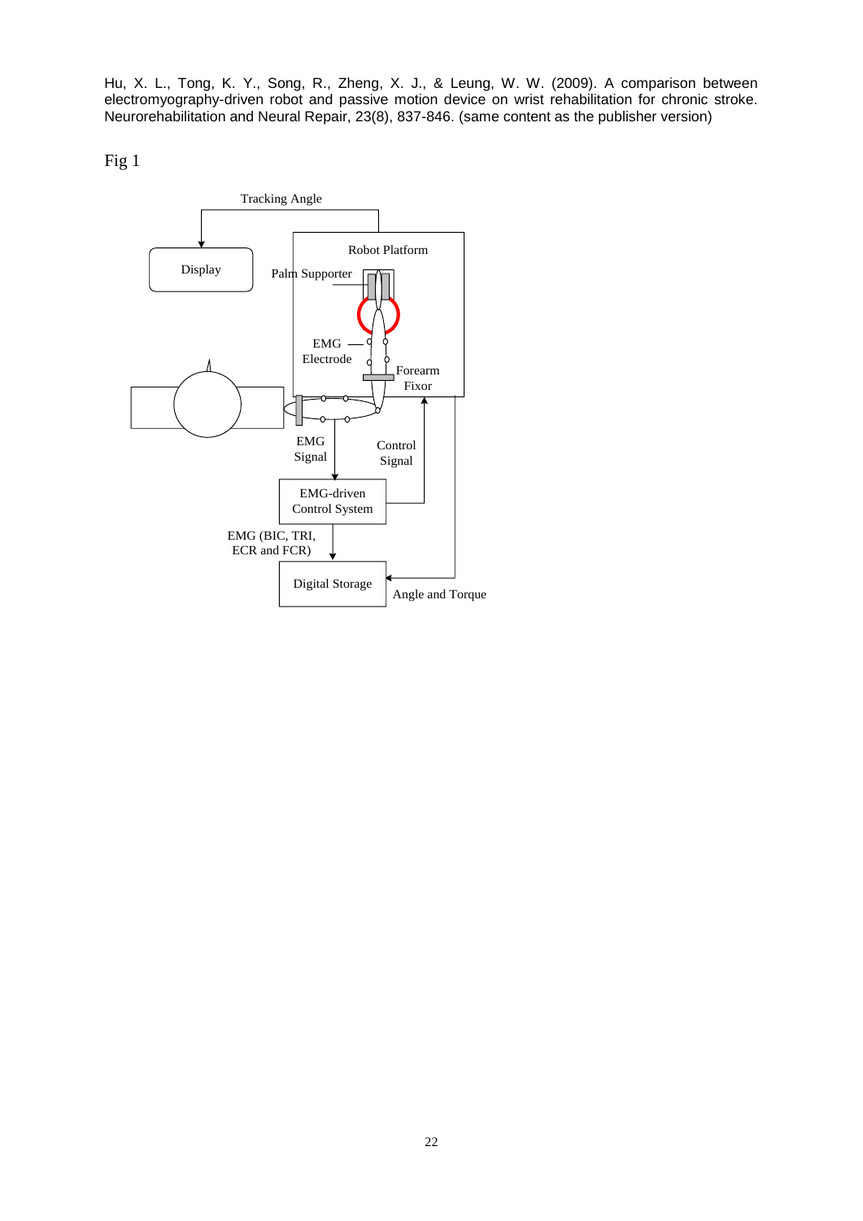Hu, X. L., Tong, K. Y., Song, R., Zheng, X. J., & Leung, W. W. (2009). A comparison between electromyography-driven robot and passive motion device on wrist rehabilitation for chronic stroke. Neurorehabilitation and Neural Repair, 23(8), 837-846. (same content as the publisher version)

Fig 1

Tracking Angle

Display

Robot Platform

Palm Supporter

EMG Electrode

Forearm Fixor

EMG Signal

Control Signal

EMG-driven Control System

EMG (BIC, TRI, ECR and FCR)

Digital Storage

Angle and Torque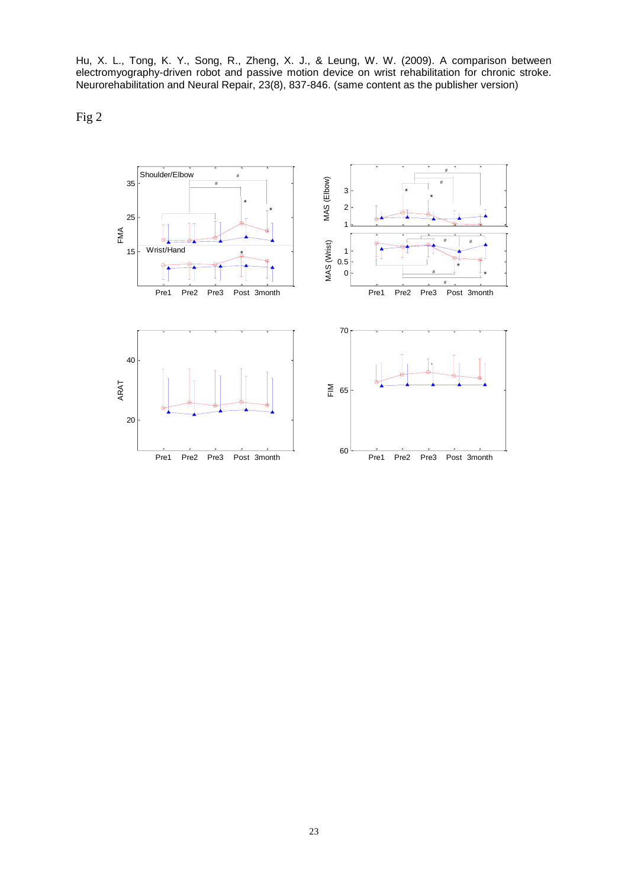Hu, X. L., Tong, K. Y., Song, R., Zheng, X. J., & Leung, W. W. (2009). A comparison between electromyography-driven robot and passive motion device on wrist rehabilitation for chronic stroke. Neurorehabilitation and Neural Repair, 23(8), 837-846. (same content as the publisher version)

Fig 2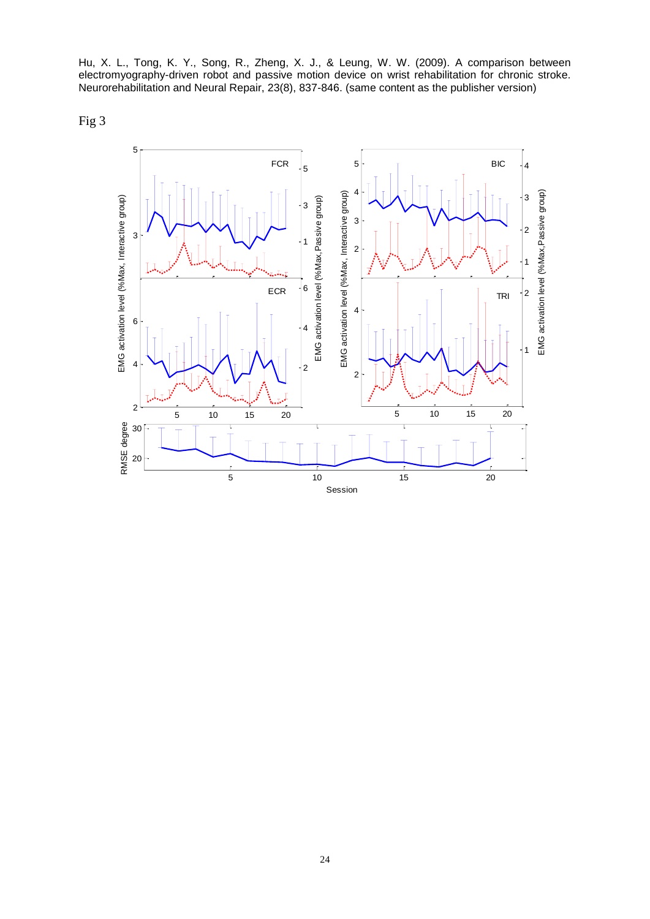Hu, X. L., Tong, K. Y., Song, R., Zheng, X. J., & Leung, W. W. (2009). A comparison between electromyography-driven robot and passive motion device on wrist rehabilitation for chronic stroke. Neurorehabilitation and Neural Repair, 23(8), 837-846. (same content as the publisher version)

Fig 3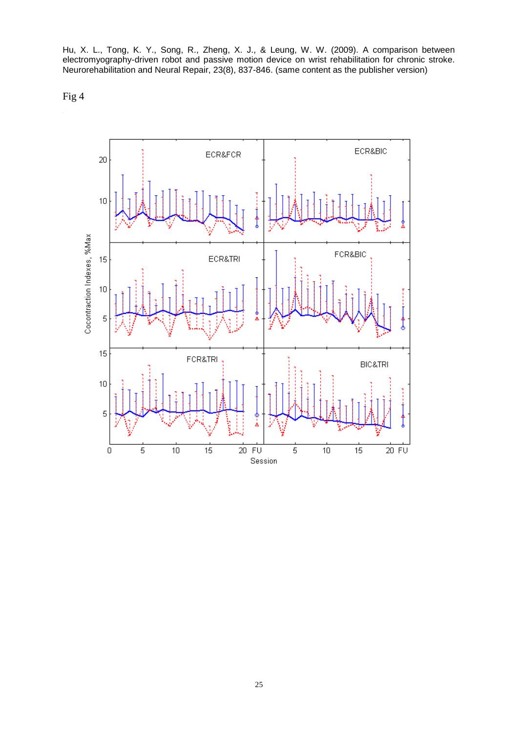Hu, X. L., Tong, K. Y., Song, R., Zheng, X. J., & Leung, W. W. (2009). A comparison between electromyography-driven robot and passive motion device on wrist rehabilitation for chronic stroke. Neurorehabilitation and Neural Repair, 23(8), 837-846. (same content as the publisher version)

Fig 4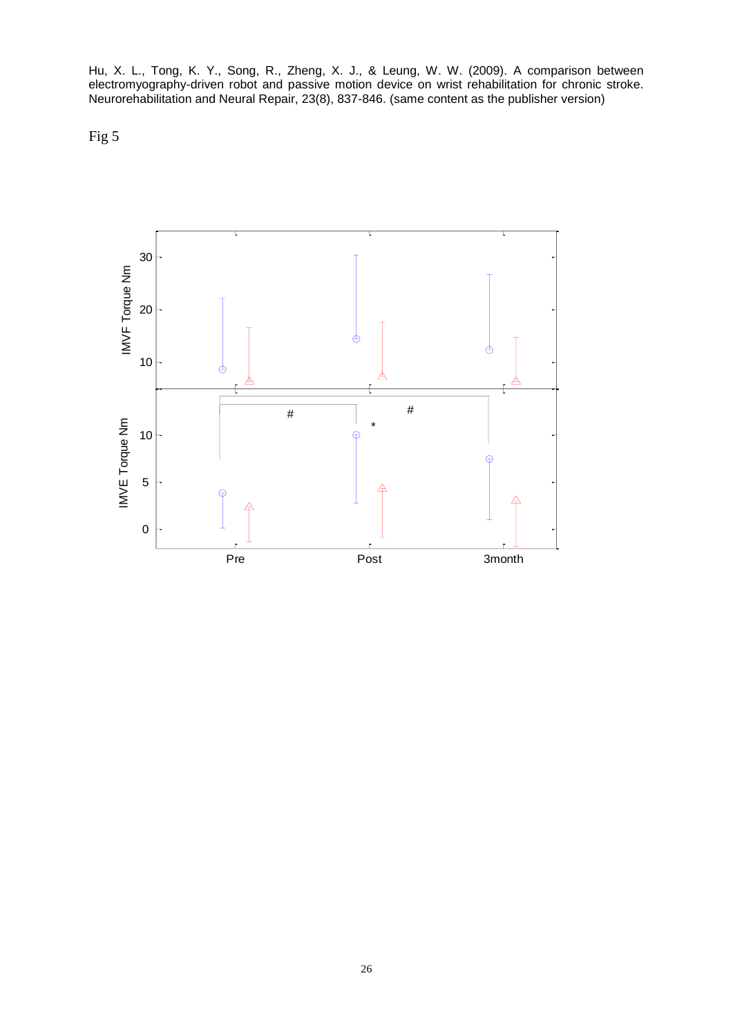Hu, X. L., Tong, K. Y., Song, R., Zheng, X. J., & Leung, W. W. (2009). A comparison between electromyography-driven robot and passive motion device on wrist rehabilitation for chronic stroke. Neurorehabilitation and Neural Repair, 23(8), 837-846. (same content as the publisher version)

Fig 5

IMVF Torque Nm

30

20

10

IMVE Torque Nm

10

5

0

#

#

*

Pre

Post

3month